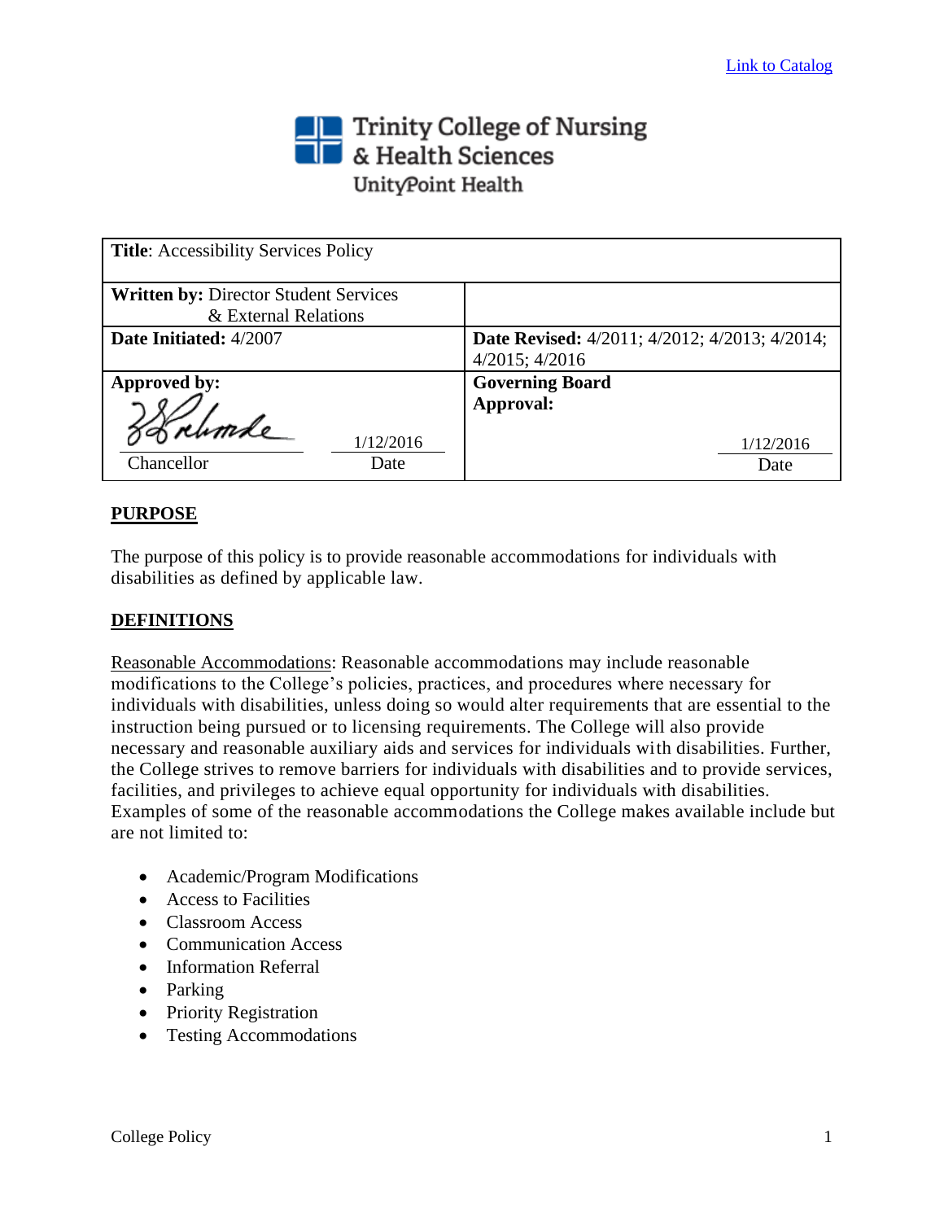Link to Catalog

Trinity College of Nursing & Health Sciences
UnityPoint Health

| **Title**: Accessibility Services Policy | |
|---|---|
| **Written by:** Director Student Services & External Relations | |
| **Date Initiated:** 4/2007 | **Date Revised:** 4/2011; 4/2012; 4/2013; 4/2014; 4/2015; 4/2016 |
| **Approved by:** Chancellor 1/12/2016 Date | **Governing Board Approval:** 1/12/2016 Date |

## PURPOSE

The purpose of this policy is to provide reasonable accommodations for individuals with disabilities as defined by applicable law.

## DEFINITIONS

Reasonable Accommodations: Reasonable accommodations may include reasonable modifications to the College's policies, practices, and procedures where necessary for individuals with disabilities, unless doing so would alter requirements that are essential to the instruction being pursued or to licensing requirements. The College will also provide necessary and reasonable auxiliary aids and services for individuals with disabilities. Further, the College strives to remove barriers for individuals with disabilities and to provide services, facilities, and privileges to achieve equal opportunity for individuals with disabilities. Examples of some of the reasonable accommodations the College makes available include but are not limited to:

- Academic/Program Modifications
- Access to Facilities
- Classroom Access
- Communication Access
- Information Referral
- Parking
- Priority Registration
- Testing Accommodations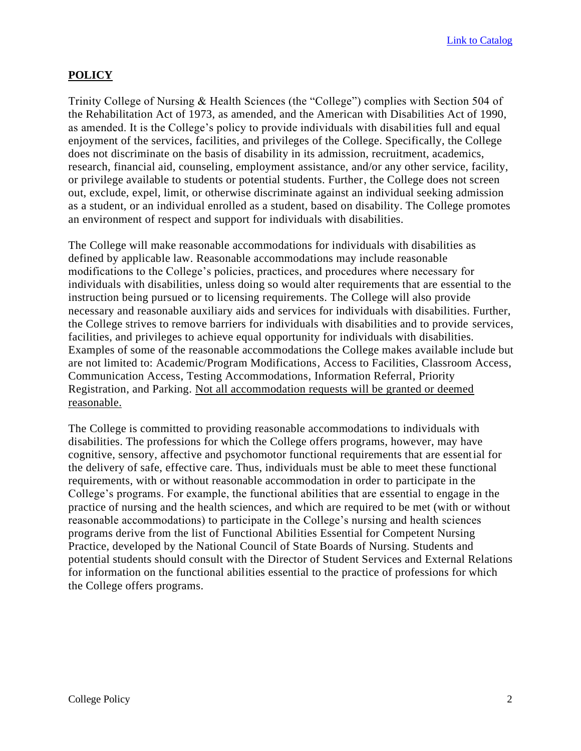[Link to Catalog]

## POLICY

Trinity College of Nursing & Health Sciences (the "College") complies with Section 504 of the Rehabilitation Act of 1973, as amended, and the American with Disabilities Act of 1990, as amended. It is the College's policy to provide individuals with disabilities full and equal enjoyment of the services, facilities, and privileges of the College. Specifically, the College does not discriminate on the basis of disability in its admission, recruitment, academics, research, financial aid, counseling, employment assistance, and/or any other service, facility, or privilege available to students or potential students. Further, the College does not screen out, exclude, expel, limit, or otherwise discriminate against an individual seeking admission as a student, or an individual enrolled as a student, based on disability. The College promotes an environment of respect and support for individuals with disabilities.

The College will make reasonable accommodations for individuals with disabilities as defined by applicable law. Reasonable accommodations may include reasonable modifications to the College's policies, practices, and procedures where necessary for individuals with disabilities, unless doing so would alter requirements that are essential to the instruction being pursued or to licensing requirements. The College will also provide necessary and reasonable auxiliary aids and services for individuals with disabilities. Further, the College strives to remove barriers for individuals with disabilities and to provide services, facilities, and privileges to achieve equal opportunity for individuals with disabilities. Examples of some of the reasonable accommodations the College makes available include but are not limited to: Academic/Program Modifications, Access to Facilities, Classroom Access, Communication Access, Testing Accommodations, Information Referral, Priority Registration, and Parking. Not all accommodation requests will be granted or deemed reasonable.

The College is committed to providing reasonable accommodations to individuals with disabilities. The professions for which the College offers programs, however, may have cognitive, sensory, affective and psychomotor functional requirements that are essential for the delivery of safe, effective care. Thus, individuals must be able to meet these functional requirements, with or without reasonable accommodation in order to participate in the College's programs. For example, the functional abilities that are essential to engage in the practice of nursing and the health sciences, and which are required to be met (with or without reasonable accommodations) to participate in the College's nursing and health sciences programs derive from the list of Functional Abilities Essential for Competent Nursing Practice, developed by the National Council of State Boards of Nursing. Students and potential students should consult with the Director of Student Services and External Relations for information on the functional abilities essential to the practice of professions for which the College offers programs.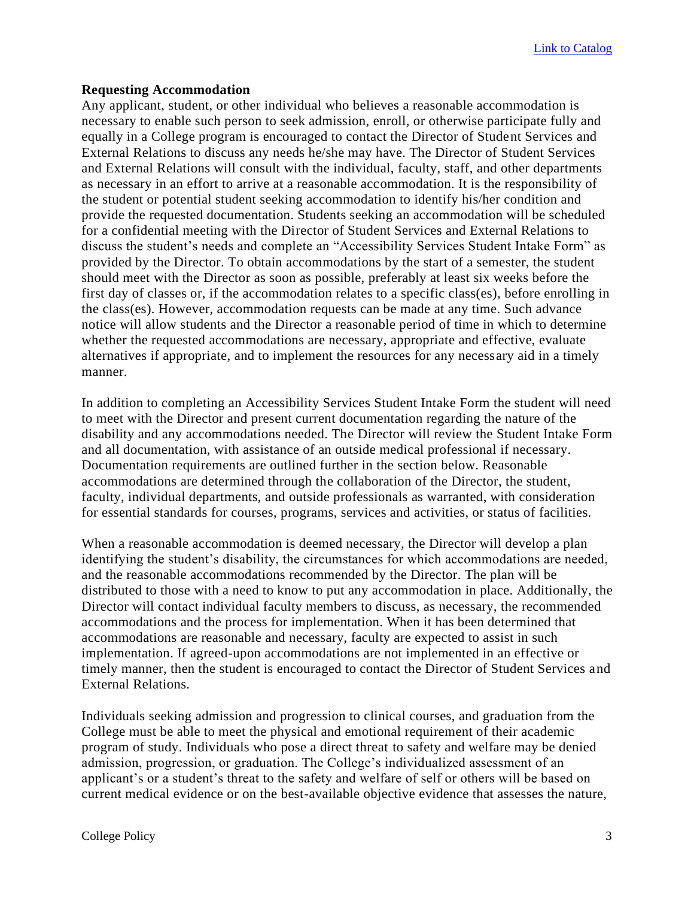[Link to Catalog]

**Requesting Accommodation**

Any applicant, student, or other individual who believes a reasonable accommodation is necessary to enable such person to seek admission, enroll, or otherwise participate fully and equally in a College program is encouraged to contact the Director of Student Services and External Relations to discuss any needs he/she may have. The Director of Student Services and External Relations will consult with the individual, faculty, staff, and other departments as necessary in an effort to arrive at a reasonable accommodation. It is the responsibility of the student or potential student seeking accommodation to identify his/her condition and provide the requested documentation. Students seeking an accommodation will be scheduled for a confidential meeting with the Director of Student Services and External Relations to discuss the student's needs and complete an "Accessibility Services Student Intake Form" as provided by the Director. To obtain accommodations by the start of a semester, the student should meet with the Director as soon as possible, preferably at least six weeks before the first day of classes or, if the accommodation relates to a specific class(es), before enrolling in the class(es). However, accommodation requests can be made at any time. Such advance notice will allow students and the Director a reasonable period of time in which to determine whether the requested accommodations are necessary, appropriate and effective, evaluate alternatives if appropriate, and to implement the resources for any necessary aid in a timely manner.

In addition to completing an Accessibility Services Student Intake Form the student will need to meet with the Director and present current documentation regarding the nature of the disability and any accommodations needed. The Director will review the Student Intake Form and all documentation, with assistance of an outside medical professional if necessary. Documentation requirements are outlined further in the section below. Reasonable accommodations are determined through the collaboration of the Director, the student, faculty, individual departments, and outside professionals as warranted, with consideration for essential standards for courses, programs, services and activities, or status of facilities.

When a reasonable accommodation is deemed necessary, the Director will develop a plan identifying the student's disability, the circumstances for which accommodations are needed, and the reasonable accommodations recommended by the Director. The plan will be distributed to those with a need to know to put any accommodation in place. Additionally, the Director will contact individual faculty members to discuss, as necessary, the recommended accommodations and the process for implementation. When it has been determined that accommodations are reasonable and necessary, faculty are expected to assist in such implementation. If agreed-upon accommodations are not implemented in an effective or timely manner, then the student is encouraged to contact the Director of Student Services and External Relations.

Individuals seeking admission and progression to clinical courses, and graduation from the College must be able to meet the physical and emotional requirement of their academic program of study. Individuals who pose a direct threat to safety and welfare may be denied admission, progression, or graduation. The College's individualized assessment of an applicant's or a student's threat to the safety and welfare of self or others will be based on current medical evidence or on the best-available objective evidence that assesses the nature,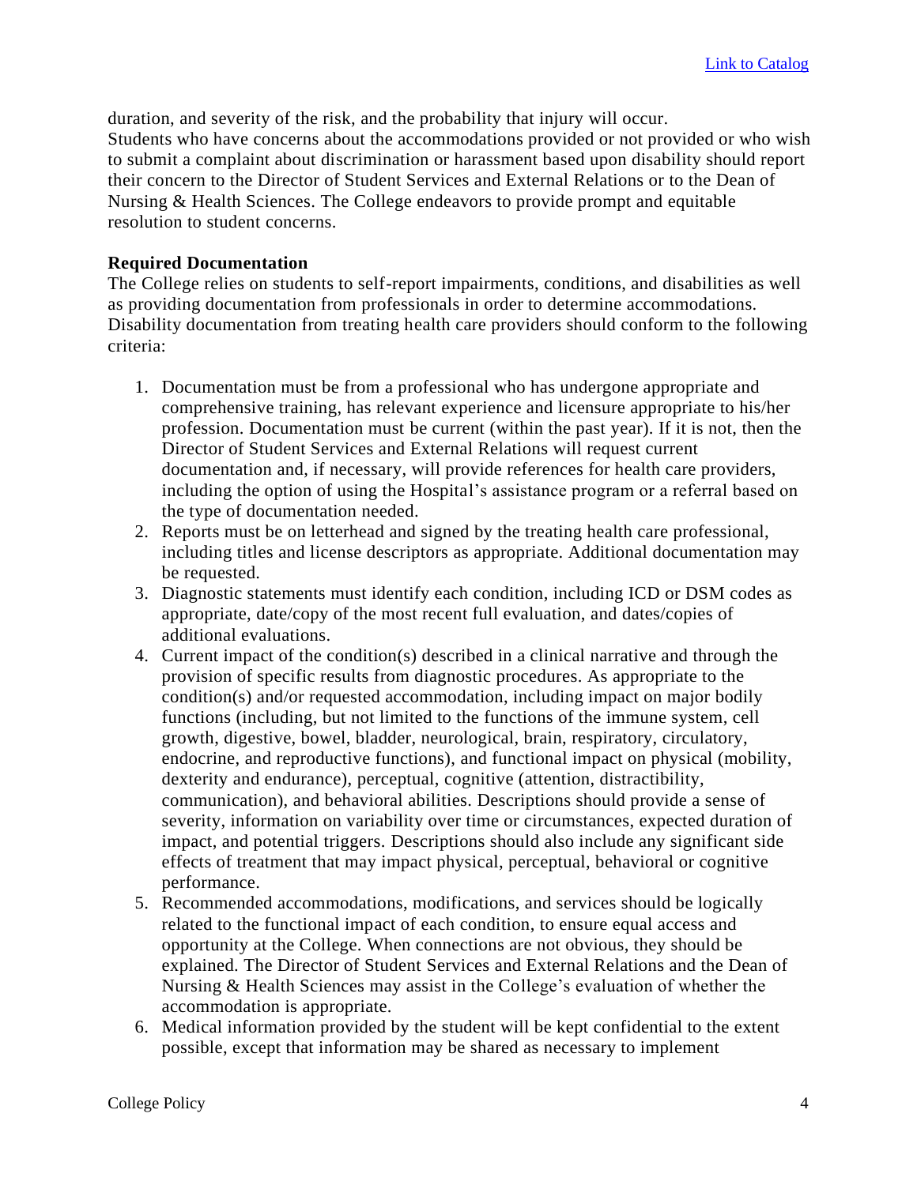duration, and severity of the risk, and the probability that injury will occur.

Students who have concerns about the accommodations provided or not provided or who wish to submit a complaint about discrimination or harassment based upon disability should report their concern to the Director of Student Services and External Relations or to the Dean of Nursing & Health Sciences. The College endeavors to provide prompt and equitable resolution to student concerns.

**Required Documentation**

The College relies on students to self-report impairments, conditions, and disabilities as well as providing documentation from professionals in order to determine accommodations. Disability documentation from treating health care providers should conform to the following criteria:

1. Documentation must be from a professional who has undergone appropriate and comprehensive training, has relevant experience and licensure appropriate to his/her profession. Documentation must be current (within the past year). If it is not, then the Director of Student Services and External Relations will request current documentation and, if necessary, will provide references for health care providers, including the option of using the Hospital's assistance program or a referral based on the type of documentation needed.
2. Reports must be on letterhead and signed by the treating health care professional, including titles and license descriptors as appropriate. Additional documentation may be requested.
3. Diagnostic statements must identify each condition, including ICD or DSM codes as appropriate, date/copy of the most recent full evaluation, and dates/copies of additional evaluations.
4. Current impact of the condition(s) described in a clinical narrative and through the provision of specific results from diagnostic procedures. As appropriate to the condition(s) and/or requested accommodation, including impact on major bodily functions (including, but not limited to the functions of the immune system, cell growth, digestive, bowel, bladder, neurological, brain, respiratory, circulatory, endocrine, and reproductive functions), and functional impact on physical (mobility, dexterity and endurance), perceptual, cognitive (attention, distractibility, communication), and behavioral abilities. Descriptions should provide a sense of severity, information on variability over time or circumstances, expected duration of impact, and potential triggers. Descriptions should also include any significant side effects of treatment that may impact physical, perceptual, behavioral or cognitive performance.
5. Recommended accommodations, modifications, and services should be logically related to the functional impact of each condition, to ensure equal access and opportunity at the College. When connections are not obvious, they should be explained. The Director of Student Services and External Relations and the Dean of Nursing & Health Sciences may assist in the College's evaluation of whether the accommodation is appropriate.
6. Medical information provided by the student will be kept confidential to the extent possible, except that information may be shared as necessary to implement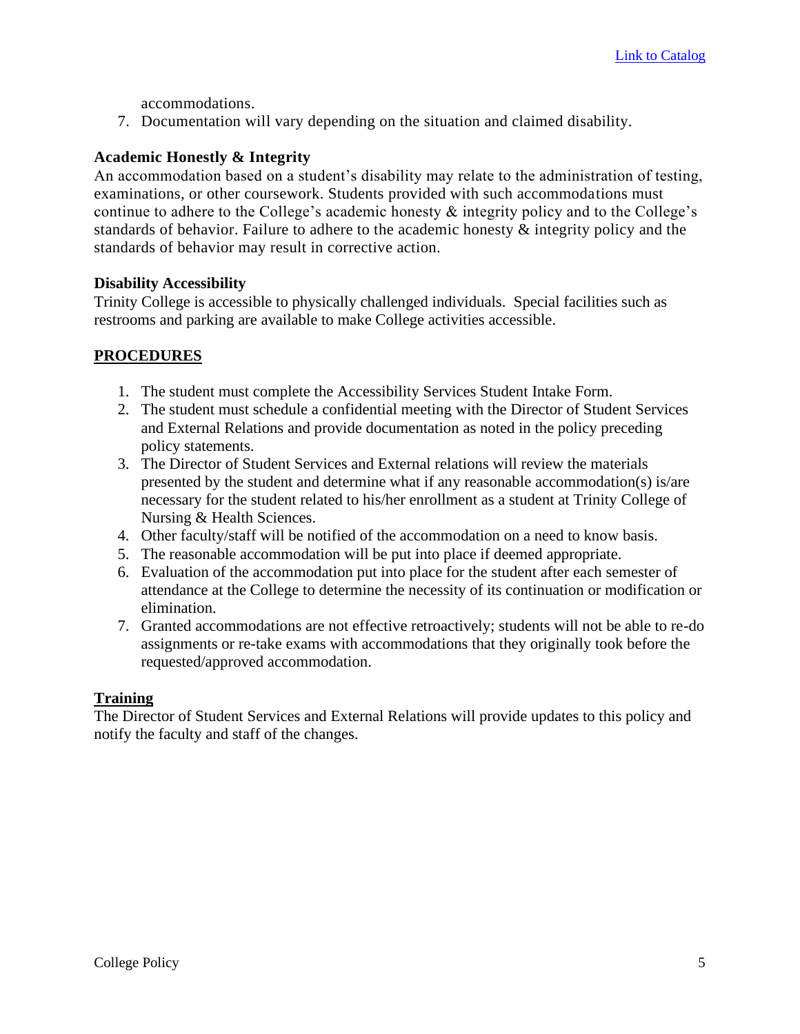accommodations.

7. Documentation will vary depending on the situation and claimed disability.

**Academic Honestly & Integrity**

An accommodation based on a student's disability may relate to the administration of testing, examinations, or other coursework. Students provided with such accommodations must continue to adhere to the College's academic honesty & integrity policy and to the College's standards of behavior. Failure to adhere to the academic honesty & integrity policy and the standards of behavior may result in corrective action.

**Disability Accessibility**

Trinity College is accessible to physically challenged individuals. Special facilities such as restrooms and parking are available to make College activities accessible.

## PROCEDURES

1. The student must complete the Accessibility Services Student Intake Form.
2. The student must schedule a confidential meeting with the Director of Student Services and External Relations and provide documentation as noted in the policy preceding policy statements.
3. The Director of Student Services and External relations will review the materials presented by the student and determine what if any reasonable accommodation(s) is/are necessary for the student related to his/her enrollment as a student at Trinity College of Nursing & Health Sciences.
4. Other faculty/staff will be notified of the accommodation on a need to know basis.
5. The reasonable accommodation will be put into place if deemed appropriate.
6. Evaluation of the accommodation put into place for the student after each semester of attendance at the College to determine the necessity of its continuation or modification or elimination.
7. Granted accommodations are not effective retroactively; students will not be able to re-do assignments or re-take exams with accommodations that they originally took before the requested/approved accommodation.

## Training

The Director of Student Services and External Relations will provide updates to this policy and notify the faculty and staff of the changes.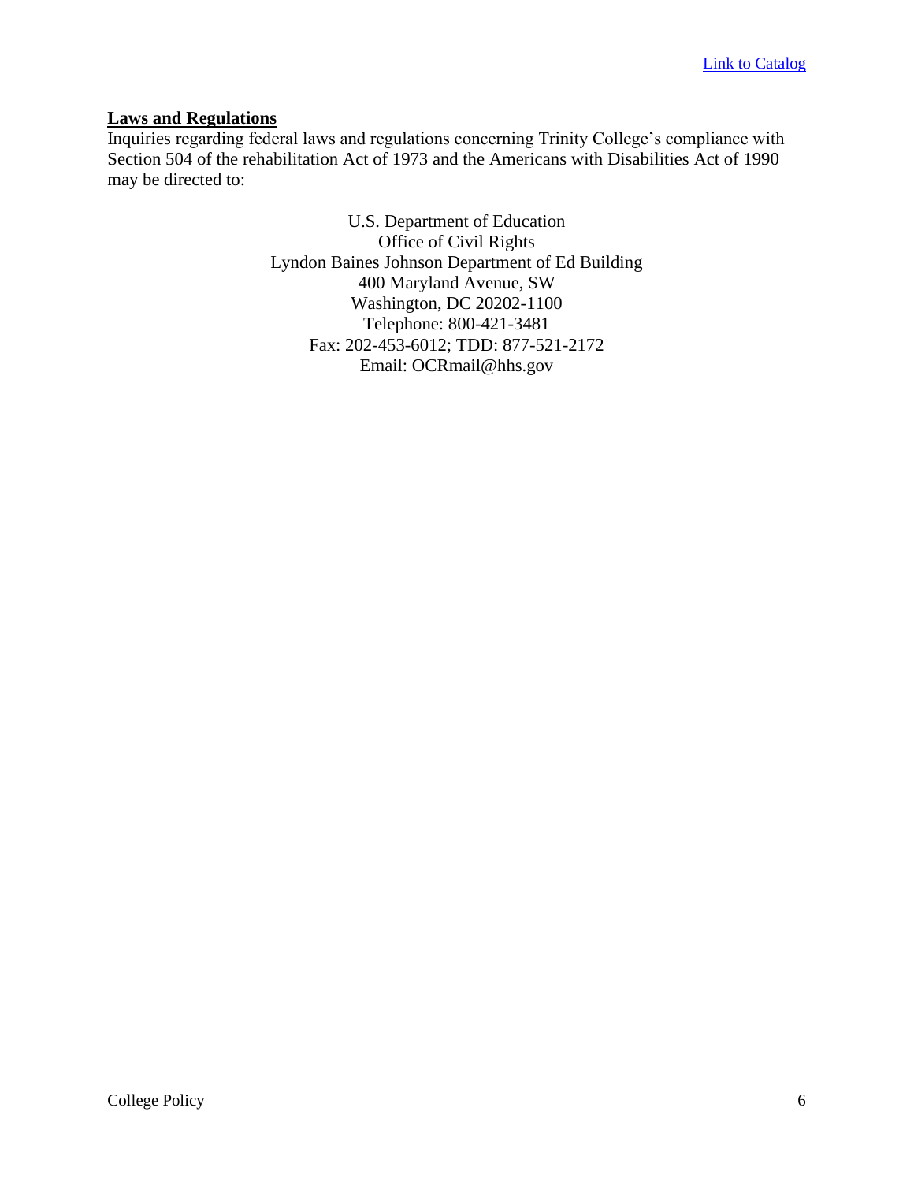[Link to Catalog]

## Laws and Regulations

Inquiries regarding federal laws and regulations concerning Trinity College's compliance with Section 504 of the rehabilitation Act of 1973 and the Americans with Disabilities Act of 1990 may be directed to:

U.S. Department of Education
Office of Civil Rights
Lyndon Baines Johnson Department of Ed Building
400 Maryland Avenue, SW
Washington, DC 20202-1100
Telephone: 800-421-3481
Fax: 202-453-6012; TDD: 877-521-2172
Email: OCRmail@hhs.gov